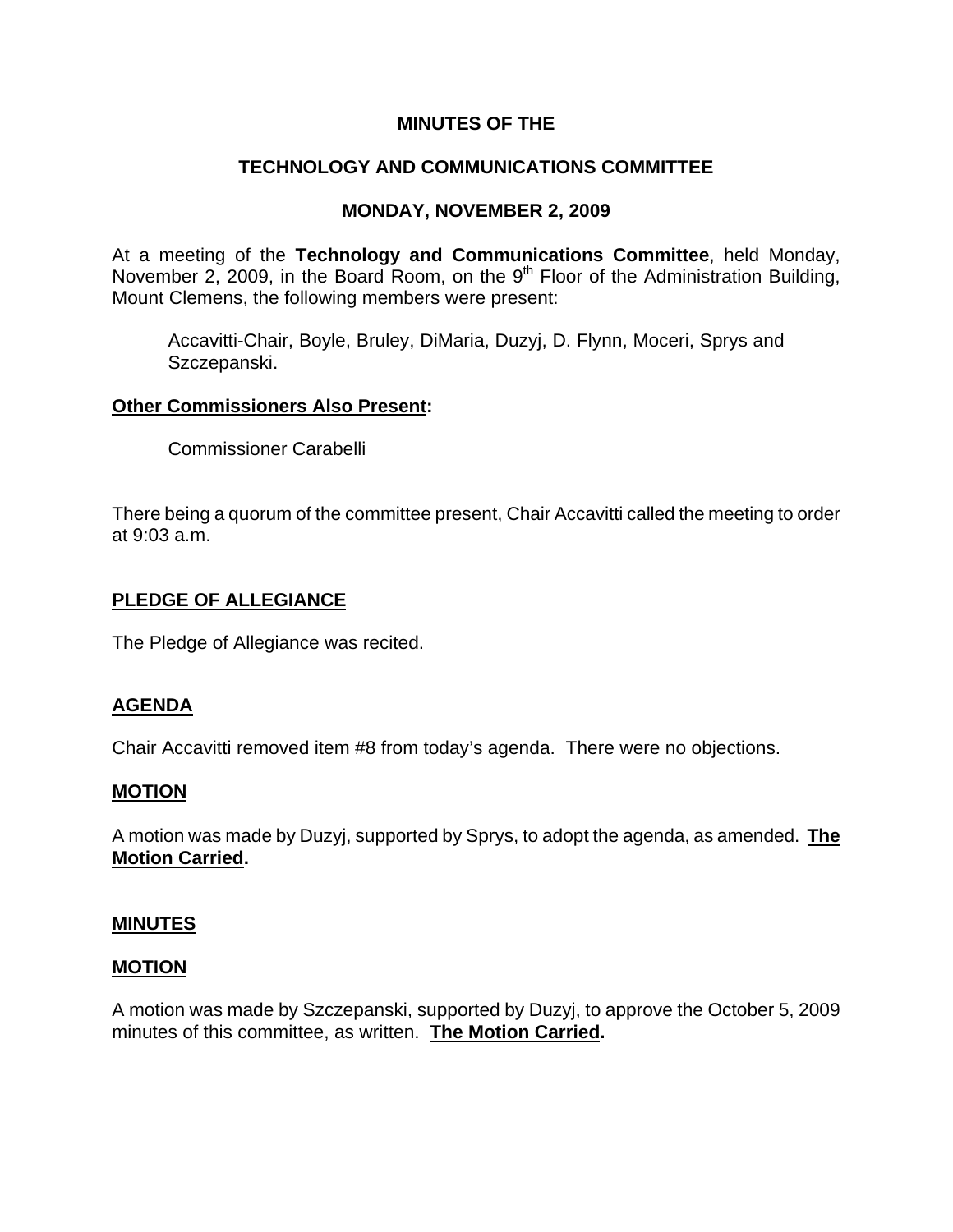**MINUTES OF THE**

**TECHNOLOGY AND COMMUNICATIONS COMMITTEE**

**MONDAY, NOVEMBER 2, 2009**

At a meeting of the **Technology and Communications Committee**, held Monday, November 2, 2009, in the Board Room, on the 9th Floor of the Administration Building, Mount Clemens, the following members were present:

Accavitti-Chair, Boyle, Bruley, DiMaria, Duzyj, D. Flynn, Moceri, Sprys and Szczepanski.

**Other Commissioners Also Present:**

Commissioner Carabelli

There being a quorum of the committee present, Chair Accavitti called the meeting to order at 9:03 a.m.

**PLEDGE OF ALLEGIANCE**

The Pledge of Allegiance was recited.

**AGENDA**

Chair Accavitti removed item #8 from today's agenda. There were no objections.

**MOTION**

A motion was made by Duzyj, supported by Sprys, to adopt the agenda, as amended. **The Motion Carried.**

**MINUTES**

**MOTION**

A motion was made by Szczepanski, supported by Duzyj, to approve the October 5, 2009 minutes of this committee, as written. **The Motion Carried.**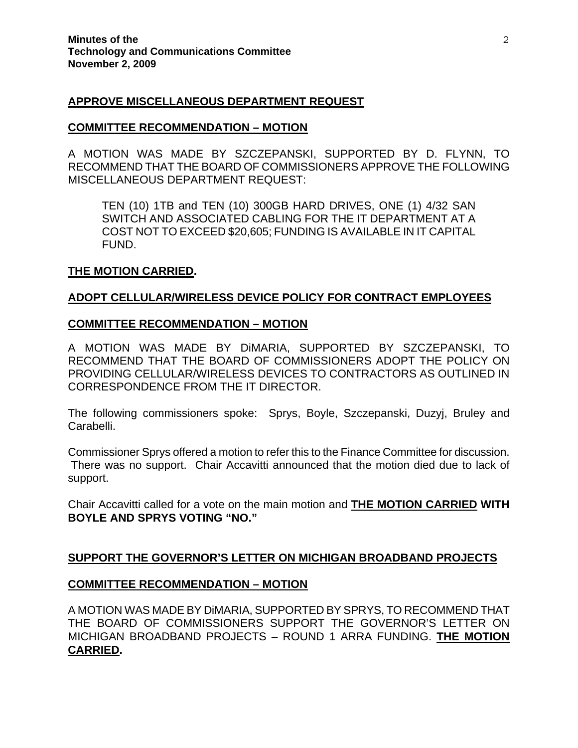## APPROVE MISCELLANEOUS DEPARTMENT REQUEST

## COMMITTEE RECOMMENDATION – MOTION

A MOTION WAS MADE BY SZCZEPANSKI, SUPPORTED BY D. FLYNN, TO RECOMMEND THAT THE BOARD OF COMMISSIONERS APPROVE THE FOLLOWING MISCELLANEOUS DEPARTMENT REQUEST:

> TEN (10) 1TB and TEN (10) 300GB HARD DRIVES, ONE (1) 4/32 SAN SWITCH AND ASSOCIATED CABLING FOR THE IT DEPARTMENT AT A COST NOT TO EXCEED $20,605; FUNDING IS AVAILABLE IN IT CAPITAL FUND.

**THE MOTION CARRIED.**

## ADOPT CELLULAR/WIRELESS DEVICE POLICY FOR CONTRACT EMPLOYEES

## COMMITTEE RECOMMENDATION – MOTION

A MOTION WAS MADE BY DiMARIA, SUPPORTED BY SZCZEPANSKI, TO RECOMMEND THAT THE BOARD OF COMMISSIONERS ADOPT THE POLICY ON PROVIDING CELLULAR/WIRELESS DEVICES TO CONTRACTORS AS OUTLINED IN CORRESPONDENCE FROM THE IT DIRECTOR.

The following commissioners spoke: Sprys, Boyle, Szczepanski, Duzyj, Bruley and Carabelli.

Commissioner Sprys offered a motion to refer this to the Finance Committee for discussion. There was no support. Chair Accavitti announced that the motion died due to lack of support.

Chair Accavitti called for a vote on the main motion and **THE MOTION CARRIED WITH BOYLE AND SPRYS VOTING "NO."**

## SUPPORT THE GOVERNOR'S LETTER ON MICHIGAN BROADBAND PROJECTS

## COMMITTEE RECOMMENDATION – MOTION

A MOTION WAS MADE BY DiMARIA, SUPPORTED BY SPRYS, TO RECOMMEND THAT THE BOARD OF COMMISSIONERS SUPPORT THE GOVERNOR'S LETTER ON MICHIGAN BROADBAND PROJECTS – ROUND 1 ARRA FUNDING. **THE MOTION CARRIED.**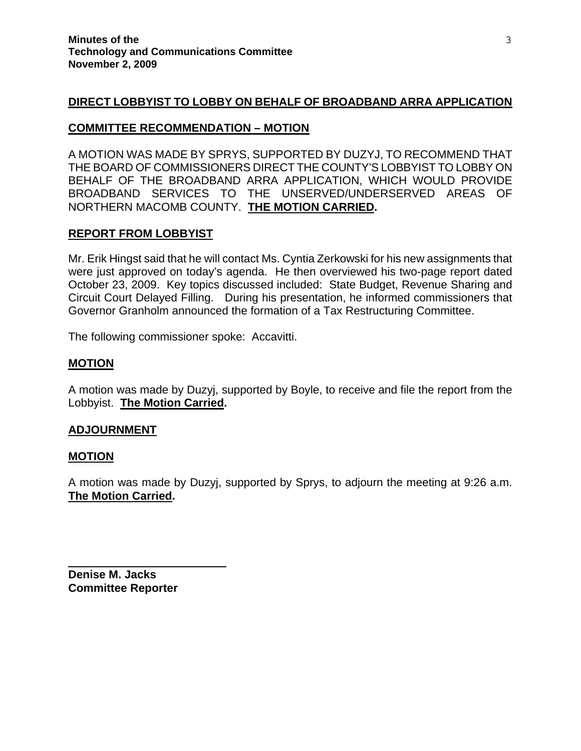**DIRECT LOBBYIST TO LOBBY ON BEHALF OF BROADBAND ARRA APPLICATION**

**COMMITTEE RECOMMENDATION – MOTION**

A MOTION WAS MADE BY SPRYS, SUPPORTED BY DUZYJ, TO RECOMMEND THAT THE BOARD OF COMMISSIONERS DIRECT THE COUNTY'S LOBBYIST TO LOBBY ON BEHALF OF THE BROADBAND ARRA APPLICATION, WHICH WOULD PROVIDE BROADBAND SERVICES TO THE UNSERVED/UNDERSERVED AREAS OF NORTHERN MACOMB COUNTY. **THE MOTION CARRIED.**

**REPORT FROM LOBBYIST**

Mr. Erik Hingst said that he will contact Ms. Cyntia Zerkowski for his new assignments that were just approved on today's agenda. He then overviewed his two-page report dated October 23, 2009. Key topics discussed included: State Budget, Revenue Sharing and Circuit Court Delayed Filling. During his presentation, he informed commissioners that Governor Granholm announced the formation of a Tax Restructuring Committee.

The following commissioner spoke: Accavitti.

**MOTION**

A motion was made by Duzyj, supported by Boyle, to receive and file the report from the Lobbyist. **The Motion Carried.**

**ADJOURNMENT**

**MOTION**

A motion was made by Duzyj, supported by Sprys, to adjourn the meeting at 9:26 a.m. **The Motion Carried.**

**Denise M. Jacks**
**Committee Reporter**